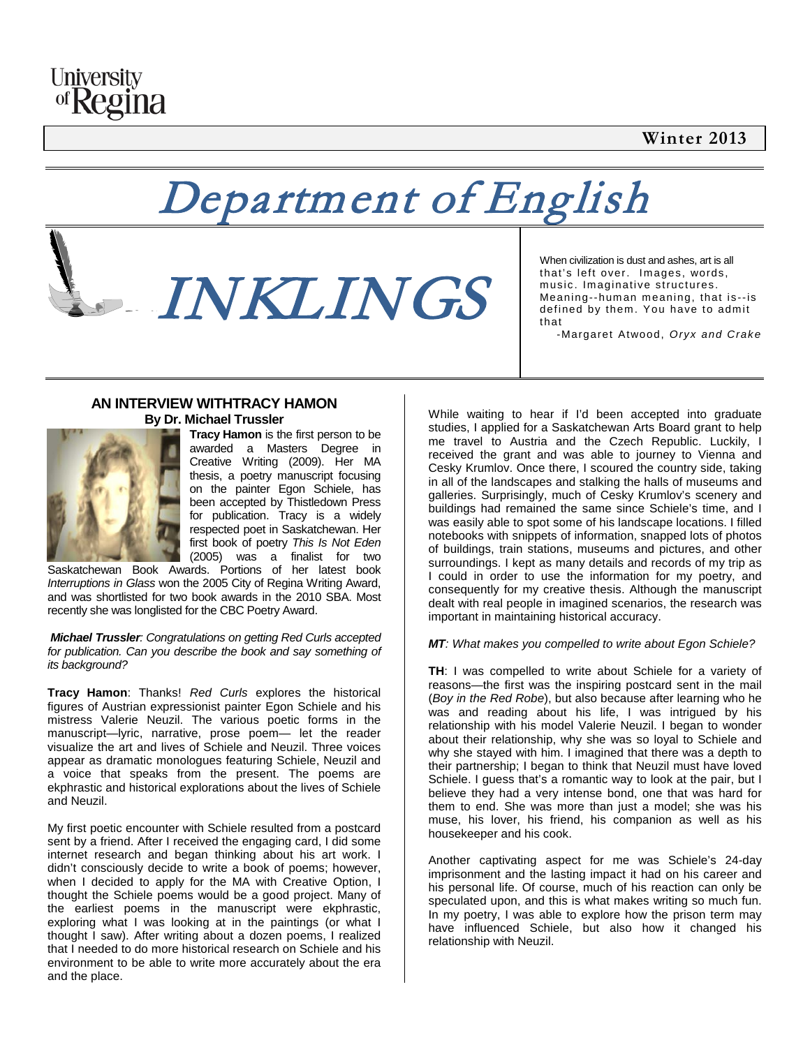University of Regina

**Winter 2013**

# Department of English

# INKLINGS

When civilization is dust and ashes, art is all that's left over. Images, words, music. Imaginative structures. Meaning--human meaning, that is--is defined by them. You have to admit that

-Margaret Atwood, *Oryx and Crake*

## AN INTERVIEW WITHTRACY HAMON

**By Dr. Michael Trussler**

**Tracy Hamon** is the first person to be awarded a Masters Degree in Creative Writing (2009). Her MA thesis, a poetry manuscript focusing on the painter Egon Schiele, has been accepted by Thistledown Press for publication. Tracy is a widely respected poet in Saskatchewan. Her first book of poetry *This Is Not Eden* (2005) was a finalist for two Saskatchewan Book Awards. Portions of her latest book *Interruptions in Glass* won the 2005 City of Regina Writing Award, and was shortlisted for two book awards in the 2010 SBA. Most recently she was longlisted for the CBC Poetry Award.

***Michael Trussler****: Congratulations on getting Red Curls accepted for publication. Can you describe the book and say something of its background?*

**Tracy Hamon**: Thanks! *Red Curls* explores the historical figures of Austrian expressionist painter Egon Schiele and his mistress Valerie Neuzil. The various poetic forms in the manuscript—lyric, narrative, prose poem— let the reader visualize the art and lives of Schiele and Neuzil. Three voices appear as dramatic monologues featuring Schiele, Neuzil and a voice that speaks from the present. The poems are ekphrastic and historical explorations about the lives of Schiele and Neuzil.

My first poetic encounter with Schiele resulted from a postcard sent by a friend. After I received the engaging card, I did some internet research and began thinking about his art work. I didn't consciously decide to write a book of poems; however, when I decided to apply for the MA with Creative Option, I thought the Schiele poems would be a good project. Many of the earliest poems in the manuscript were ekphrastic, exploring what I was looking at in the paintings (or what I thought I saw). After writing about a dozen poems, I realized that I needed to do more historical research on Schiele and his environment to be able to write more accurately about the era and the place.

While waiting to hear if I'd been accepted into graduate studies, I applied for a Saskatchewan Arts Board grant to help me travel to Austria and the Czech Republic. Luckily, I received the grant and was able to journey to Vienna and Cesky Krumlov. Once there, I scoured the country side, taking in all of the landscapes and stalking the halls of museums and galleries. Surprisingly, much of Cesky Krumlov's scenery and buildings had remained the same since Schiele's time, and I was easily able to spot some of his landscape locations. I filled notebooks with snippets of information, snapped lots of photos of buildings, train stations, museums and pictures, and other surroundings. I kept as many details and records of my trip as I could in order to use the information for my poetry, and consequently for my creative thesis. Although the manuscript dealt with real people in imagined scenarios, the research was important in maintaining historical accuracy.

***MT****: What makes you compelled to write about Egon Schiele?*

**TH**: I was compelled to write about Schiele for a variety of reasons—the first was the inspiring postcard sent in the mail (*Boy in the Red Robe*), but also because after learning who he was and reading about his life, I was intrigued by his relationship with his model Valerie Neuzil. I began to wonder about their relationship, why she was so loyal to Schiele and why she stayed with him. I imagined that there was a depth to their partnership; I began to think that Neuzil must have loved Schiele. I guess that's a romantic way to look at the pair, but I believe they had a very intense bond, one that was hard for them to end. She was more than just a model; she was his muse, his lover, his friend, his companion as well as his housekeeper and his cook.

Another captivating aspect for me was Schiele's 24-day imprisonment and the lasting impact it had on his career and his personal life. Of course, much of his reaction can only be speculated upon, and this is what makes writing so much fun. In my poetry, I was able to explore how the prison term may have influenced Schiele, but also how it changed his relationship with Neuzil.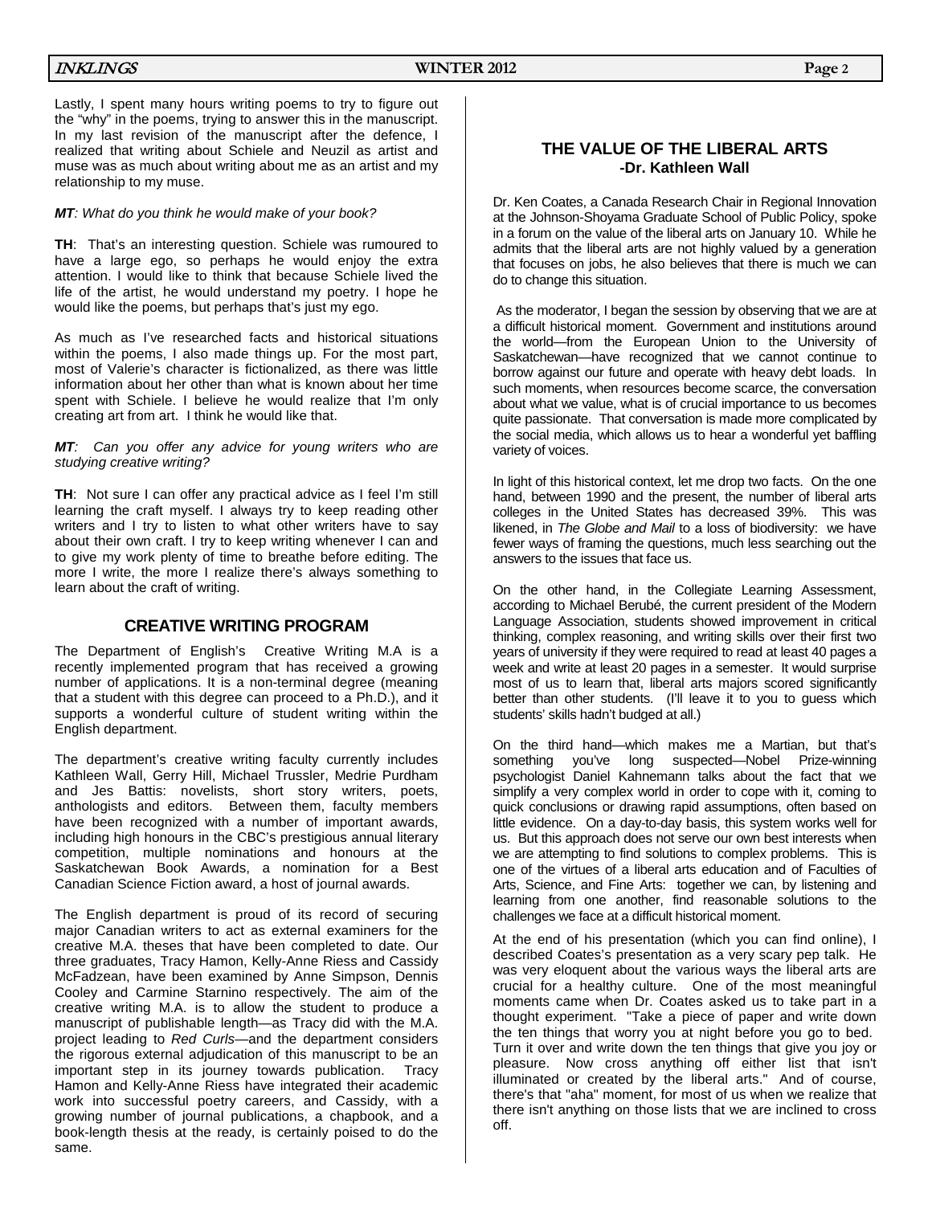Lastly, I spent many hours writing poems to try to figure out the "why" in the poems, trying to answer this in the manuscript. In my last revision of the manuscript after the defence, I realized that writing about Schiele and Neuzil as artist and muse was as much about writing about me as an artist and my relationship to my muse.

***MT**: What do you think he would make of your book?*

**TH**: That's an interesting question. Schiele was rumoured to have a large ego, so perhaps he would enjoy the extra attention. I would like to think that because Schiele lived the life of the artist, he would understand my poetry. I hope he would like the poems, but perhaps that's just my ego.

As much as I've researched facts and historical situations within the poems, I also made things up. For the most part, most of Valerie's character is fictionalized, as there was little information about her other than what is known about her time spent with Schiele. I believe he would realize that I'm only creating art from art. I think he would like that.

***MT**: Can you offer any advice for young writers who are studying creative writing?*

**TH**: Not sure I can offer any practical advice as I feel I'm still learning the craft myself. I always try to keep reading other writers and I try to listen to what other writers have to say about their own craft. I try to keep writing whenever I can and to give my work plenty of time to breathe before editing. The more I write, the more I realize there's always something to learn about the craft of writing.

## CREATIVE WRITING PROGRAM

The Department of English's Creative Writing M.A is a recently implemented program that has received a growing number of applications. It is a non-terminal degree (meaning that a student with this degree can proceed to a Ph.D.), and it supports a wonderful culture of student writing within the English department.

The department's creative writing faculty currently includes Kathleen Wall, Gerry Hill, Michael Trussler, Medrie Purdham and Jes Battis: novelists, short story writers, poets, anthologists and editors. Between them, faculty members have been recognized with a number of important awards, including high honours in the CBC's prestigious annual literary competition, multiple nominations and honours at the Saskatchewan Book Awards, a nomination for a Best Canadian Science Fiction award, a host of journal awards.

The English department is proud of its record of securing major Canadian writers to act as external examiners for the creative M.A. theses that have been completed to date. Our three graduates, Tracy Hamon, Kelly-Anne Riess and Cassidy McFadzean, have been examined by Anne Simpson, Dennis Cooley and Carmine Starnino respectively. The aim of the creative writing M.A. is to allow the student to produce a manuscript of publishable length—as Tracy did with the M.A. project leading to *Red Curls*—and the department considers the rigorous external adjudication of this manuscript to be an important step in its journey towards publication. Tracy Hamon and Kelly-Anne Riess have integrated their academic work into successful poetry careers, and Cassidy, with a growing number of journal publications, a chapbook, and a book-length thesis at the ready, is certainly poised to do the same.

## THE VALUE OF THE LIBERAL ARTS
### -Dr. Kathleen Wall

Dr. Ken Coates, a Canada Research Chair in Regional Innovation at the Johnson-Shoyama Graduate School of Public Policy, spoke in a forum on the value of the liberal arts on January 10. While he admits that the liberal arts are not highly valued by a generation that focuses on jobs, he also believes that there is much we can do to change this situation.

As the moderator, I began the session by observing that we are at a difficult historical moment. Government and institutions around the world—from the European Union to the University of Saskatchewan—have recognized that we cannot continue to borrow against our future and operate with heavy debt loads. In such moments, when resources become scarce, the conversation about what we value, what is of crucial importance to us becomes quite passionate. That conversation is made more complicated by the social media, which allows us to hear a wonderful yet baffling variety of voices.

In light of this historical context, let me drop two facts. On the one hand, between 1990 and the present, the number of liberal arts colleges in the United States has decreased 39%. This was likened, in *The Globe and Mail* to a loss of biodiversity: we have fewer ways of framing the questions, much less searching out the answers to the issues that face us.

On the other hand, in the Collegiate Learning Assessment, according to Michael Berubé, the current president of the Modern Language Association, students showed improvement in critical thinking, complex reasoning, and writing skills over their first two years of university if they were required to read at least 40 pages a week and write at least 20 pages in a semester. It would surprise most of us to learn that, liberal arts majors scored significantly better than other students. (I'll leave it to you to guess which students' skills hadn't budged at all.)

On the third hand—which makes me a Martian, but that's something you've long suspected—Nobel Prize-winning psychologist Daniel Kahnemann talks about the fact that we simplify a very complex world in order to cope with it, coming to quick conclusions or drawing rapid assumptions, often based on little evidence. On a day-to-day basis, this system works well for us. But this approach does not serve our own best interests when we are attempting to find solutions to complex problems. This is one of the virtues of a liberal arts education and of Faculties of Arts, Science, and Fine Arts: together we can, by listening and learning from one another, find reasonable solutions to the challenges we face at a difficult historical moment.

At the end of his presentation (which you can find online), I described Coates's presentation as a very scary pep talk. He was very eloquent about the various ways the liberal arts are crucial for a healthy culture. One of the most meaningful moments came when Dr. Coates asked us to take part in a thought experiment. "Take a piece of paper and write down the ten things that worry you at night before you go to bed. Turn it over and write down the ten things that give you joy or pleasure. Now cross anything off either list that isn't illuminated or created by the liberal arts." And of course, there's that "aha" moment, for most of us when we realize that there isn't anything on those lists that we are inclined to cross off.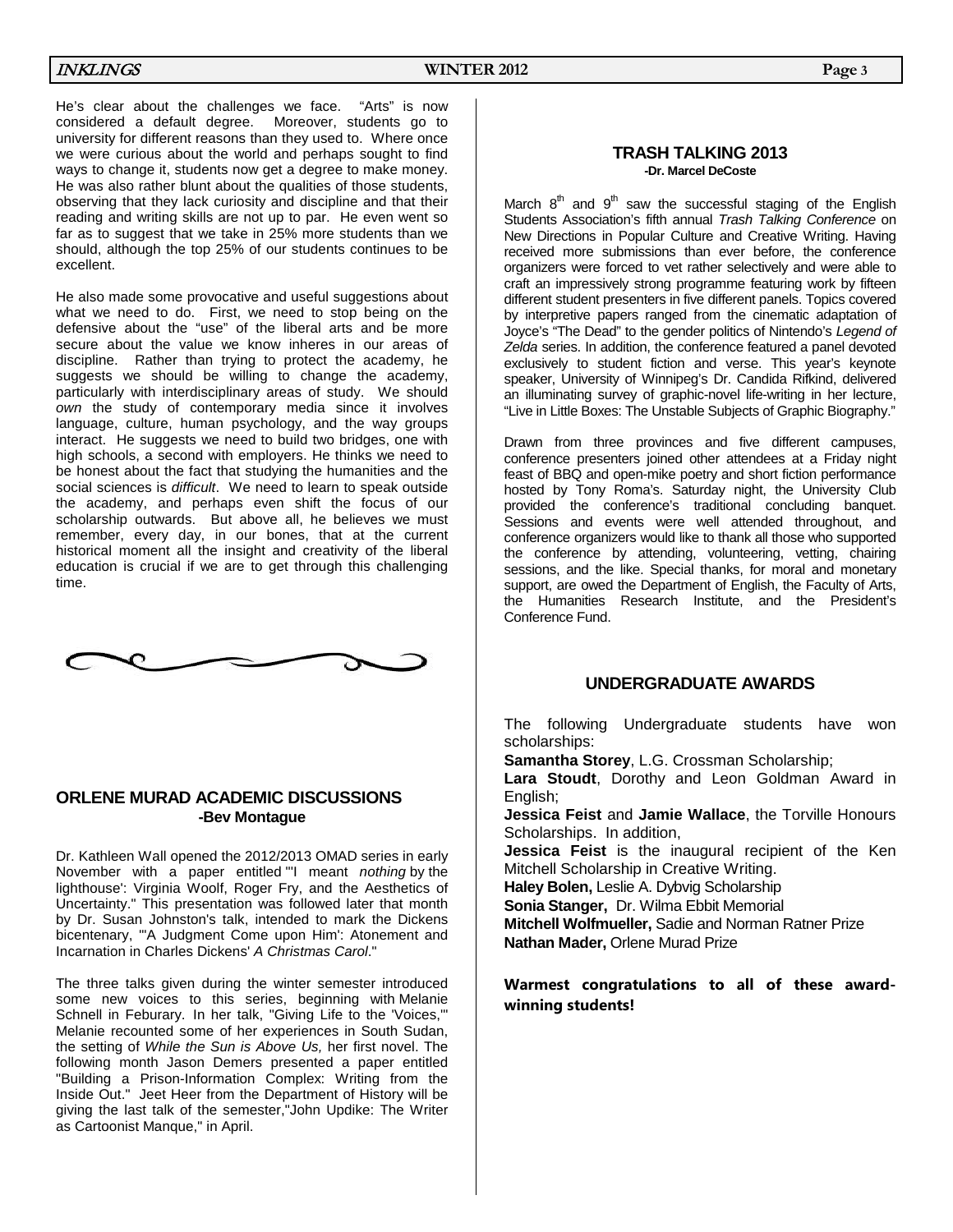He's clear about the challenges we face. "Arts" is now considered a default degree. Moreover, students go to university for different reasons than they used to. Where once we were curious about the world and perhaps sought to find ways to change it, students now get a degree to make money. He was also rather blunt about the qualities of those students, observing that they lack curiosity and discipline and that their reading and writing skills are not up to par. He even went so far as to suggest that we take in 25% more students than we should, although the top 25% of our students continues to be excellent.

He also made some provocative and useful suggestions about what we need to do. First, we need to stop being on the defensive about the "use" of the liberal arts and be more secure about the value we know inheres in our areas of discipline. Rather than trying to protect the academy, he suggests we should be willing to change the academy, particularly with interdisciplinary areas of study. We should *own* the study of contemporary media since it involves language, culture, human psychology, and the way groups interact. He suggests we need to build two bridges, one with high schools, a second with employers. He thinks we need to be honest about the fact that studying the humanities and the social sciences is *difficult*. We need to learn to speak outside the academy, and perhaps even shift the focus of our scholarship outwards. But above all, he believes we must remember, every day, in our bones, that at the current historical moment all the insight and creativity of the liberal education is crucial if we are to get through this challenging time.

## ORLENE MURAD ACADEMIC DISCUSSIONS

**-Bev Montague**

Dr. Kathleen Wall opened the 2012/2013 OMAD series in early November with a paper entitled "'I meant *nothing* by the lighthouse': Virginia Woolf, Roger Fry, and the Aesthetics of Uncertainty." This presentation was followed later that month by Dr. Susan Johnston's talk, intended to mark the Dickens bicentenary, "'A Judgment Come upon Him': Atonement and Incarnation in Charles Dickens' *A Christmas Carol*."

The three talks given during the winter semester introduced some new voices to this series, beginning with Melanie Schnell in Feburary. In her talk, "Giving Life to the 'Voices,'" Melanie recounted some of her experiences in South Sudan, the setting of *While the Sun is Above Us,* her first novel. The following month Jason Demers presented a paper entitled "Building a Prison-Information Complex: Writing from the Inside Out." Jeet Heer from the Department of History will be giving the last talk of the semester,"John Updike: The Writer as Cartoonist Manque," in April.

## TRASH TALKING 2013

**-Dr. Marcel DeCoste**

March 8th and 9th saw the successful staging of the English Students Association's fifth annual *Trash Talking Conference* on New Directions in Popular Culture and Creative Writing. Having received more submissions than ever before, the conference organizers were forced to vet rather selectively and were able to craft an impressively strong programme featuring work by fifteen different student presenters in five different panels. Topics covered by interpretive papers ranged from the cinematic adaptation of Joyce's "The Dead" to the gender politics of Nintendo's *Legend of Zelda* series. In addition, the conference featured a panel devoted exclusively to student fiction and verse. This year's keynote speaker, University of Winnipeg's Dr. Candida Rifkind, delivered an illuminating survey of graphic-novel life-writing in her lecture, "Live in Little Boxes: The Unstable Subjects of Graphic Biography."

Drawn from three provinces and five different campuses, conference presenters joined other attendees at a Friday night feast of BBQ and open-mike poetry and short fiction performance hosted by Tony Roma's. Saturday night, the University Club provided the conference's traditional concluding banquet. Sessions and events were well attended throughout, and conference organizers would like to thank all those who supported the conference by attending, volunteering, vetting, chairing sessions, and the like. Special thanks, for moral and monetary support, are owed the Department of English, the Faculty of Arts, the Humanities Research Institute, and the President's Conference Fund.

## UNDERGRADUATE AWARDS

The following Undergraduate students have won scholarships:

**Samantha Storey**, L.G. Crossman Scholarship;

**Lara Stoudt**, Dorothy and Leon Goldman Award in English;

**Jessica Feist** and **Jamie Wallace**, the Torville Honours Scholarships. In addition,

**Jessica Feist** is the inaugural recipient of the Ken Mitchell Scholarship in Creative Writing.

**Haley Bolen,** Leslie A. Dybvig Scholarship

**Sonia Stanger,** Dr. Wilma Ebbit Memorial

**Mitchell Wolfmueller,** Sadie and Norman Ratner Prize

**Nathan Mader,** Orlene Murad Prize

**Warmest congratulations to all of these award-winning students!**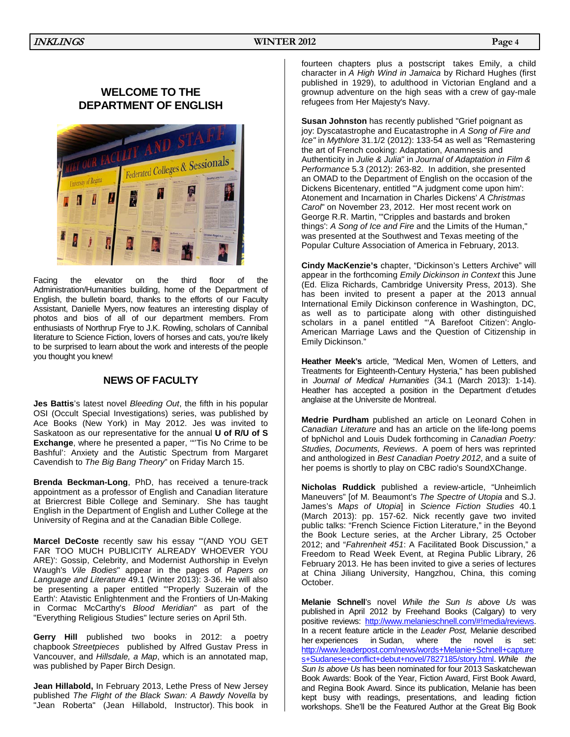## WELCOME TO THE DEPARTMENT OF ENGLISH

Facing the elevator on the third floor of the Administration/Humanities building, home of the Department of English, the bulletin board, thanks to the efforts of our Faculty Assistant, Danielle Myers, now features an interesting display of photos and bios of all of our department members. From enthusiasts of Northrup Frye to J.K. Rowling, scholars of Cannibal literature to Science Fiction, lovers of horses and cats, you're likely to be surprised to learn about the work and interests of the people you thought you knew!

## NEWS OF FACULTY

**Jes Battis**'s latest novel *Bleeding Out*, the fifth in his popular OSI (Occult Special Investigations) series, was published by Ace Books (New York) in May 2012. Jes was invited to Saskatoon as our representative for the annual **U of R/U of S Exchange**, where he presented a paper, "'Tis No Crime to be Bashful': Anxiety and the Autistic Spectrum from Margaret Cavendish to *The Big Bang Theory*" on Friday March 15.

**Brenda Beckman-Long**, PhD, has received a tenure-track appointment as a professor of English and Canadian literature at Briercrest Bible College and Seminary. She has taught English in the Department of English and Luther College at the University of Regina and at the Canadian Bible College.

**Marcel DeCoste** recently saw his essay "'(AND YOU GET FAR TOO MUCH PUBLICITY ALREADY WHOEVER YOU ARE)': Gossip, Celebrity, and Modernist Authorship in Evelyn Waugh's *Vile Bodies*" appear in the pages of *Papers on Language and Literature* 49.1 (Winter 2013): 3-36. He will also be presenting a paper entitled "'Properly Suzerain of the Earth': Atavistic Enlightenment and the Frontiers of Un-Making in Cormac McCarthy's *Blood Meridian*" as part of the "Everything Religious Studies" lecture series on April 5th.

**Gerry Hill** published two books in 2012: a poetry chapbook *Streetpieces* published by Alfred Gustav Press in Vancouver, and *Hillsdale, a Map*, which is an annotated map, was published by Paper Birch Design.

**Jean Hillabold,** In February 2013, Lethe Press of New Jersey published *The Flight of the Black Swan: A Bawdy Novella* by "Jean Roberta" (Jean Hillabold, Instructor). This book in fourteen chapters plus a postscript takes Emily, a child character in *A High Wind in Jamaica* by Richard Hughes (first published in 1929), to adulthood in Victorian England and a grownup adventure on the high seas with a crew of gay-male refugees from Her Majesty's Navy.

**Susan Johnston** has recently published "Grief poignant as joy: Dyscatastrophe and Eucatastrophe in *A Song of Fire and Ice"* in *Mythlore* 31.1/2 (2012): 133-54 as well as "Remastering the art of French cooking: Adaptation, Anamnesis and Authenticity in *Julie & Julia*" in *Journal of Adaptation in Film & Performance* 5.3 (2012): 263-82. In addition, she presented an OMAD to the Department of English on the occasion of the Dickens Bicentenary, entitled "'A judgment come upon him': Atonement and Incarnation in Charles Dickens' *A Christmas Carol*" on November 23, 2012. Her most recent work on George R.R. Martin, "'Cripples and bastards and broken things': *A Song of Ice and Fire* and the Limits of the Human," was presented at the Southwest and Texas meeting of the Popular Culture Association of America in February, 2013.

**Cindy MacKenzie's** chapter, "Dickinson's Letters Archive" will appear in the forthcoming *Emily Dickinson in Context* this June (Ed. Eliza Richards, Cambridge University Press, 2013). She has been invited to present a paper at the 2013 annual International Emily Dickinson conference in Washington, DC, as well as to participate along with other distinguished scholars in a panel entitled "'A Barefoot Citizen': Anglo-American Marriage Laws and the Question of Citizenship in Emily Dickinson."

**Heather Meek's** article, "Medical Men, Women of Letters, and Treatments for Eighteenth-Century Hysteria," has been published in *Journal of Medical Humanities* (34.1 (March 2013): 1-14). Heather has accepted a position in the Department d'etudes anglaise at the Universite de Montreal.

**Medrie Purdham** published an article on Leonard Cohen in *Canadian Literature* and has an article on the life-long poems of bpNichol and Louis Dudek forthcoming in *Canadian Poetry: Studies, Documents, Reviews*. A poem of hers was reprinted and anthologized in *Best Canadian Poetry 2012*, and a suite of her poems is shortly to play on CBC radio's SoundXChange.

**Nicholas Ruddick** published a review-article, "Unheimlich Maneuvers" [of M. Beaumont's *The Spectre of Utopia* and S.J. James's *Maps of Utopia*] in *Science Fiction Studies* 40.1 (March 2013): pp. 157-62. Nick recently gave two invited public talks: "French Science Fiction Literature," in the Beyond the Book Lecture series, at the Archer Library, 25 October 2012; and "*Fahrenheit 451*: A Facilitated Book Discussion," a Freedom to Read Week Event, at Regina Public Library, 26 February 2013. He has been invited to give a series of lectures at China Jiliang University, Hangzhou, China, this coming October.

**Melanie Schnell**'s novel *While the Sun Is above Us* was published in April 2012 by Freehand Books (Calgary) to very positive reviews: http://www.melanieschnell.com/#!media/reviews. In a recent feature article in the *Leader Post,* Melanie described her experiences in Sudan, where the novel is set: http://www.leaderpost.com/news/words+Melanie+Schnell+captures+Sudanese+conflict+debut+novel/7827185/story.html. *While the Sun Is above Us* has been nominated for four 2013 Saskatchewan Book Awards: Book of the Year, Fiction Award, First Book Award, and Regina Book Award. Since its publication, Melanie has been kept busy with readings, presentations, and leading fiction workshops. She'll be the Featured Author at the Great Big Book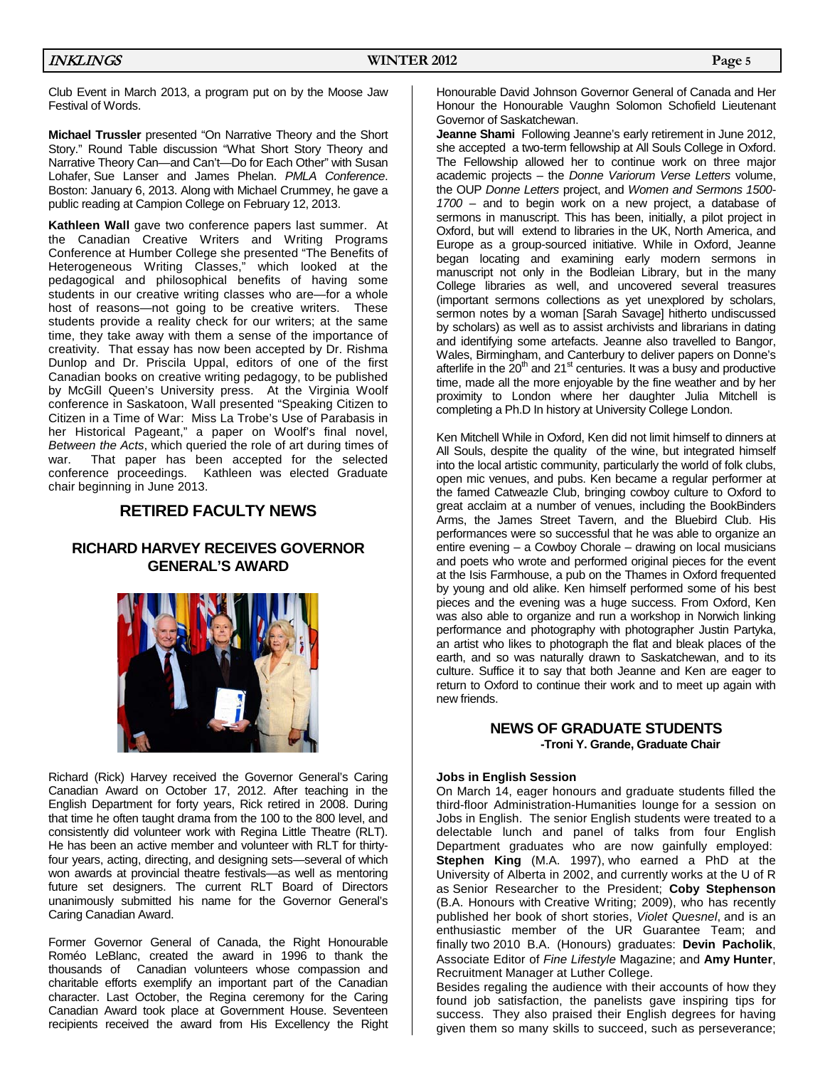Club Event in March 2013, a program put on by the Moose Jaw Festival of Words.

**Michael Trussler** presented "On Narrative Theory and the Short Story." Round Table discussion "What Short Story Theory and Narrative Theory Can—and Can't—Do for Each Other" with Susan Lohafer, Sue Lanser and James Phelan. *PMLA Conference*. Boston: January 6, 2013. Along with Michael Crummey, he gave a public reading at Campion College on February 12, 2013.

**Kathleen Wall** gave two conference papers last summer. At the Canadian Creative Writers and Writing Programs Conference at Humber College she presented "The Benefits of Heterogeneous Writing Classes," which looked at the pedagogical and philosophical benefits of having some students in our creative writing classes who are—for a whole host of reasons—not going to be creative writers. These students provide a reality check for our writers; at the same time, they take away with them a sense of the importance of creativity. That essay has now been accepted by Dr. Rishma Dunlop and Dr. Priscila Uppal, editors of one of the first Canadian books on creative writing pedagogy, to be published by McGill Queen's University press. At the Virginia Woolf conference in Saskatoon, Wall presented "Speaking Citizen to Citizen in a Time of War: Miss La Trobe's Use of Parabasis in her Historical Pageant," a paper on Woolf's final novel, *Between the Acts*, which queried the role of art during times of war. That paper has been accepted for the selected conference proceedings. Kathleen was elected Graduate chair beginning in June 2013.

## RETIRED FACULTY NEWS

### RICHARD HARVEY RECEIVES GOVERNOR GENERAL'S AWARD

Richard (Rick) Harvey received the Governor General's Caring Canadian Award on October 17, 2012. After teaching in the English Department for forty years, Rick retired in 2008. During that time he often taught drama from the 100 to the 800 level, and consistently did volunteer work with Regina Little Theatre (RLT). He has been an active member and volunteer with RLT for thirty-four years, acting, directing, and designing sets—several of which won awards at provincial theatre festivals—as well as mentoring future set designers. The current RLT Board of Directors unanimously submitted his name for the Governor General's Caring Canadian Award.

Former Governor General of Canada, the Right Honourable Roméo LeBlanc, created the award in 1996 to thank the thousands of Canadian volunteers whose compassion and charitable efforts exemplify an important part of the Canadian character. Last October, the Regina ceremony for the Caring Canadian Award took place at Government House. Seventeen recipients received the award from His Excellency the Right Honourable David Johnson Governor General of Canada and Her Honour the Honourable Vaughn Solomon Schofield Lieutenant Governor of Saskatchewan.

**Jeanne Shami** Following Jeanne's early retirement in June 2012, she accepted a two-term fellowship at All Souls College in Oxford. The Fellowship allowed her to continue work on three major academic projects – the *Donne Variorum Verse Letters* volume, the OUP *Donne Letters* project, and *Women and Sermons 1500-1700* – and to begin work on a new project, a database of sermons in manuscript. This has been, initially, a pilot project in Oxford, but will extend to libraries in the UK, North America, and Europe as a group-sourced initiative. While in Oxford, Jeanne began locating and examining early modern sermons in manuscript not only in the Bodleian Library, but in the many College libraries as well, and uncovered several treasures (important sermons collections as yet unexplored by scholars, sermon notes by a woman [Sarah Savage] hitherto undiscussed by scholars) as well as to assist archivists and librarians in dating and identifying some artefacts. Jeanne also travelled to Bangor, Wales, Birmingham, and Canterbury to deliver papers on Donne's afterlife in the 20th and 21st centuries. It was a busy and productive time, made all the more enjoyable by the fine weather and by her proximity to London where her daughter Julia Mitchell is completing a Ph.D In history at University College London.

Ken Mitchell While in Oxford, Ken did not limit himself to dinners at All Souls, despite the quality of the wine, but integrated himself into the local artistic community, particularly the world of folk clubs, open mic venues, and pubs. Ken became a regular performer at the famed Catweazle Club, bringing cowboy culture to Oxford to great acclaim at a number of venues, including the BookBinders Arms, the James Street Tavern, and the Bluebird Club. His performances were so successful that he was able to organize an entire evening – a Cowboy Chorale – drawing on local musicians and poets who wrote and performed original pieces for the event at the Isis Farmhouse, a pub on the Thames in Oxford frequented by young and old alike. Ken himself performed some of his best pieces and the evening was a huge success. From Oxford, Ken was also able to organize and run a workshop in Norwich linking performance and photography with photographer Justin Partyka, an artist who likes to photograph the flat and bleak places of the earth, and so was naturally drawn to Saskatchewan, and to its culture. Suffice it to say that both Jeanne and Ken are eager to return to Oxford to continue their work and to meet up again with new friends.

## NEWS OF GRADUATE STUDENTS

**-Troni Y. Grande, Graduate Chair**

**Jobs in English Session**

On March 14, eager honours and graduate students filled the third-floor Administration-Humanities lounge for a session on Jobs in English. The senior English students were treated to a delectable lunch and panel of talks from four English Department graduates who are now gainfully employed: **Stephen King** (M.A. 1997), who earned a PhD at the University of Alberta in 2002, and currently works at the U of R as Senior Researcher to the President; **Coby Stephenson** (B.A. Honours with Creative Writing; 2009), who has recently published her book of short stories, *Violet Quesnel*, and is an enthusiastic member of the UR Guarantee Team; and finally two 2010 B.A. (Honours) graduates: **Devin Pacholik**, Associate Editor of *Fine Lifestyle* Magazine; and **Amy Hunter**, Recruitment Manager at Luther College.

Besides regaling the audience with their accounts of how they found job satisfaction, the panelists gave inspiring tips for success. They also praised their English degrees for having given them so many skills to succeed, such as perseverance;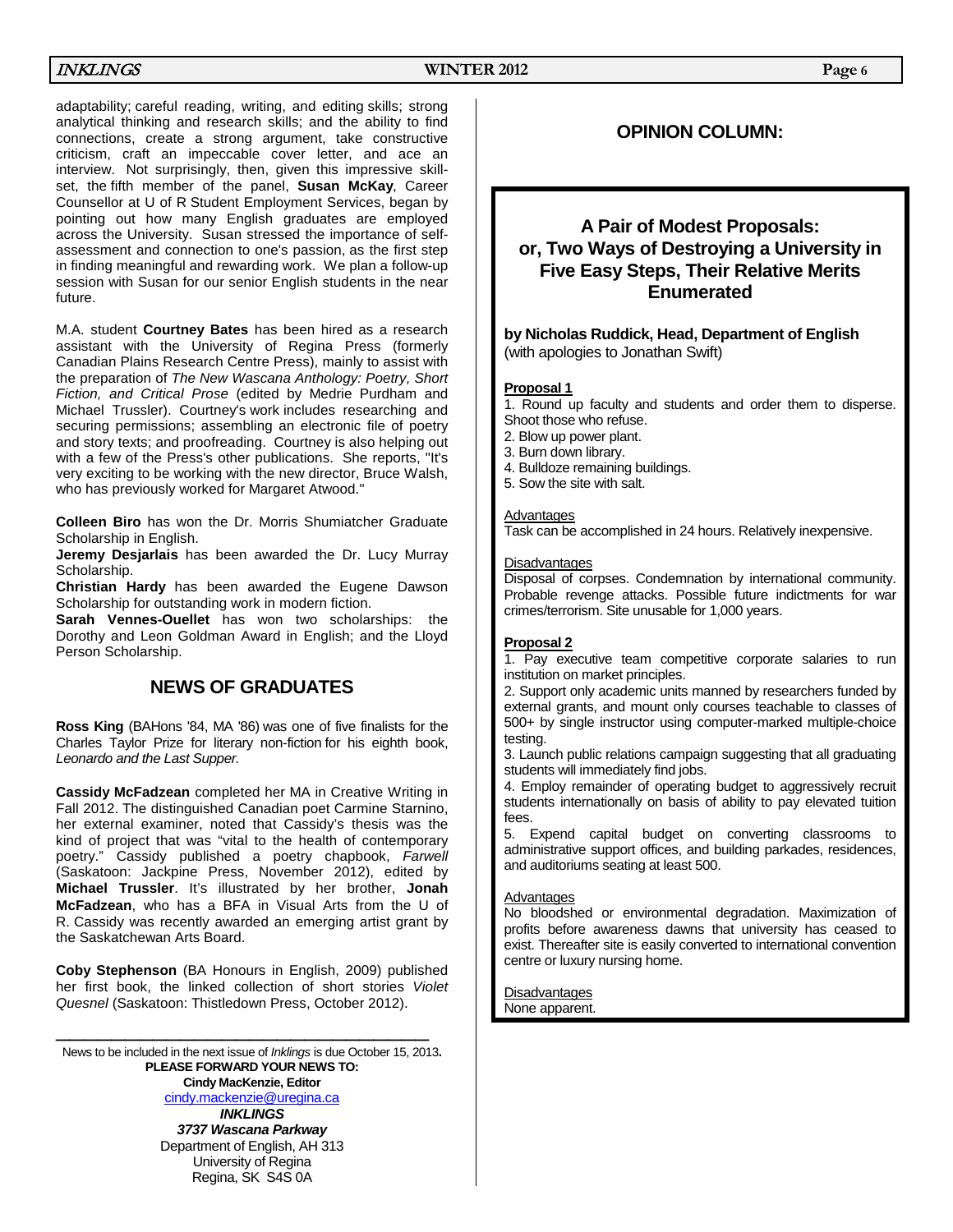adaptability; careful reading, writing, and editing skills; strong analytical thinking and research skills; and the ability to find connections, create a strong argument, take constructive criticism, craft an impeccable cover letter, and ace an interview. Not surprisingly, then, given this impressive skill-set, the fifth member of the panel, **Susan McKay**, Career Counsellor at U of R Student Employment Services, began by pointing out how many English graduates are employed across the University. Susan stressed the importance of self-assessment and connection to one's passion, as the first step in finding meaningful and rewarding work. We plan a follow-up session with Susan for our senior English students in the near future.

M.A. student **Courtney Bates** has been hired as a research assistant with the University of Regina Press (formerly Canadian Plains Research Centre Press), mainly to assist with the preparation of *The New Wascana Anthology: Poetry, Short Fiction, and Critical Prose* (edited by Medrie Purdham and Michael Trussler). Courtney's work includes researching and securing permissions; assembling an electronic file of poetry and story texts; and proofreading. Courtney is also helping out with a few of the Press's other publications. She reports, "It's very exciting to be working with the new director, Bruce Walsh, who has previously worked for Margaret Atwood."

**Colleen Biro** has won the Dr. Morris Shumiatcher Graduate Scholarship in English.
**Jeremy Desjarlais** has been awarded the Dr. Lucy Murray Scholarship.
**Christian Hardy** has been awarded the Eugene Dawson Scholarship for outstanding work in modern fiction.
**Sarah Vennes-Ouellet** has won two scholarships: the Dorothy and Leon Goldman Award in English; and the Lloyd Person Scholarship.

## NEWS OF GRADUATES

**Ross King** (BAHons '84, MA '86) was one of five finalists for the Charles Taylor Prize for literary non-fiction for his eighth book, *Leonardo and the Last Supper.*

**Cassidy McFadzean** completed her MA in Creative Writing in Fall 2012. The distinguished Canadian poet Carmine Starnino, her external examiner, noted that Cassidy's thesis was the kind of project that was "vital to the health of contemporary poetry." Cassidy published a poetry chapbook, *Farwell* (Saskatoon: Jackpine Press, November 2012), edited by **Michael Trussler**. It's illustrated by her brother, **Jonah McFadzean**, who has a BFA in Visual Arts from the U of R. Cassidy was recently awarded an emerging artist grant by the Saskatchewan Arts Board.

**Coby Stephenson** (BA Honours in English, 2009) published her first book, the linked collection of short stories *Violet Quesnel* (Saskatoon: Thistledown Press, October 2012).

---

News to be included in the next issue of *Inklings* is due October 15, 2013.
**PLEASE FORWARD YOUR NEWS TO:**
**Cindy MacKenzie, Editor**
cindy.mackenzie@uregina.ca
***INKLINGS***
***3737 Wascana Parkway***
Department of English, AH 313
University of Regina
Regina, SK S4S 0A

## OPINION COLUMN:

### A Pair of Modest Proposals: or, Two Ways of Destroying a University in Five Easy Steps, Their Relative Merits Enumerated

**by Nicholas Ruddick, Head, Department of English**
(with apologies to Jonathan Swift)

**Proposal 1**

1. Round up faculty and students and order them to disperse. Shoot those who refuse.
2. Blow up power plant.
3. Burn down library.
4. Bulldoze remaining buildings.
5. Sow the site with salt.

Advantages
Task can be accomplished in 24 hours. Relatively inexpensive.

Disadvantages
Disposal of corpses. Condemnation by international community. Probable revenge attacks. Possible future indictments for war crimes/terrorism. Site unusable for 1,000 years.

**Proposal 2**

1. Pay executive team competitive corporate salaries to run institution on market principles.
2. Support only academic units manned by researchers funded by external grants, and mount only courses teachable to classes of 500+ by single instructor using computer-marked multiple-choice testing.
3. Launch public relations campaign suggesting that all graduating students will immediately find jobs.
4. Employ remainder of operating budget to aggressively recruit students internationally on basis of ability to pay elevated tuition fees.
5. Expend capital budget on converting classrooms to administrative support offices, and building parkades, residences, and auditoriums seating at least 500.

Advantages
No bloodshed or environmental degradation. Maximization of profits before awareness dawns that university has ceased to exist. Thereafter site is easily converted to international convention centre or luxury nursing home.

Disadvantages
None apparent.